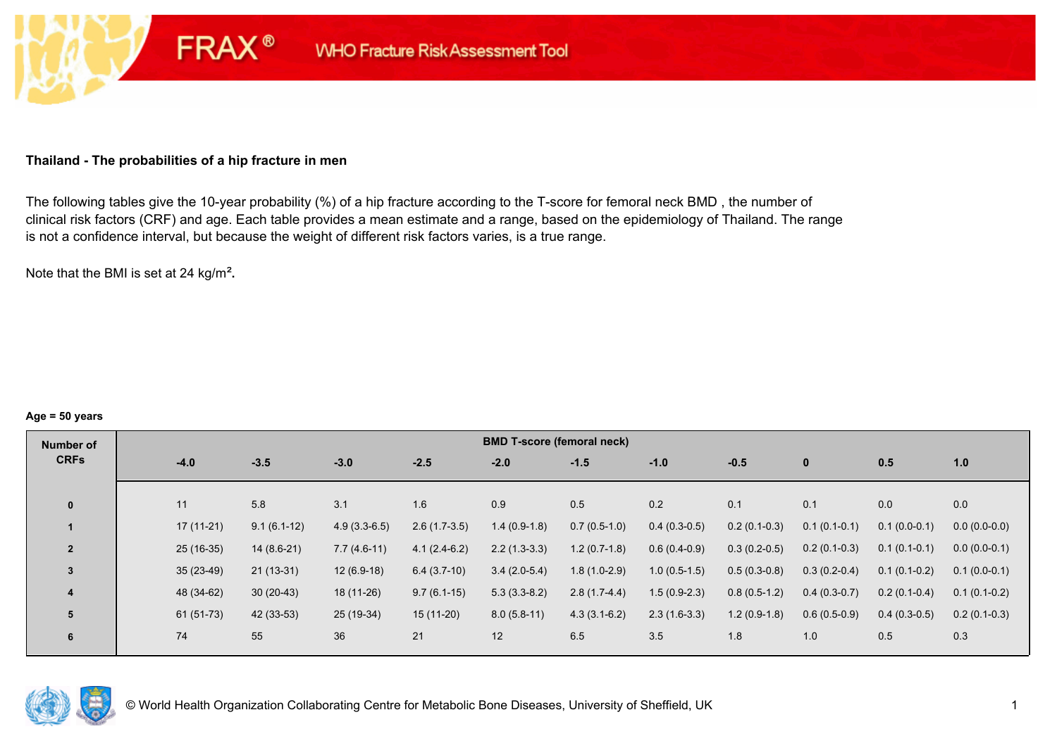# Thailand - The probabilities of a hip fracture in men

The following tables give the 10-year probability (%) of a hip fracture according to the T-score for femoral neck BMD , the number of clinical risk factors (CRF) and age. Each table provides a mean estimate and a range, based on the epidemiology of Thailand. The range is not a confidence interval, but because the weight of different risk factors varies, is a true range.

Note that the BMI is set at 24 kg/m².

**Age = 50 years**

| Number of CRFs | BMD T-score (femoral neck) | | | | | | | | | | |
|---|---|---|---|---|---|---|---|---|---|---|---|
| | -4.0 | -3.5 | -3.0 | -2.5 | -2.0 | -1.5 | -1.0 | -0.5 | 0 | 0.5 | 1.0 |
| 0 | 11 | 5.8 | 3.1 | 1.6 | 0.9 | 0.5 | 0.2 | 0.1 | 0.1 | 0.0 | 0.0 |
| 1 | 17 (11-21) | 9.1 (6.1-12) | 4.9 (3.3-6.5) | 2.6 (1.7-3.5) | 1.4 (0.9-1.8) | 0.7 (0.5-1.0) | 0.4 (0.3-0.5) | 0.2 (0.1-0.3) | 0.1 (0.1-0.1) | 0.1 (0.0-0.1) | 0.0 (0.0-0.0) |
| 2 | 25 (16-35) | 14 (8.6-21) | 7.7 (4.6-11) | 4.1 (2.4-6.2) | 2.2 (1.3-3.3) | 1.2 (0.7-1.8) | 0.6 (0.4-0.9) | 0.3 (0.2-0.5) | 0.2 (0.1-0.3) | 0.1 (0.1-0.1) | 0.0 (0.0-0.1) |
| 3 | 35 (23-49) | 21 (13-31) | 12 (6.9-18) | 6.4 (3.7-10) | 3.4 (2.0-5.4) | 1.8 (1.0-2.9) | 1.0 (0.5-1.5) | 0.5 (0.3-0.8) | 0.3 (0.2-0.4) | 0.1 (0.1-0.2) | 0.1 (0.0-0.1) |
| 4 | 48 (34-62) | 30 (20-43) | 18 (11-26) | 9.7 (6.1-15) | 5.3 (3.3-8.2) | 2.8 (1.7-4.4) | 1.5 (0.9-2.3) | 0.8 (0.5-1.2) | 0.4 (0.3-0.7) | 0.2 (0.1-0.4) | 0.1 (0.1-0.2) |
| 5 | 61 (51-73) | 42 (33-53) | 25 (19-34) | 15 (11-20) | 8.0 (5.8-11) | 4.3 (3.1-6.2) | 2.3 (1.6-3.3) | 1.2 (0.9-1.8) | 0.6 (0.5-0.9) | 0.4 (0.3-0.5) | 0.2 (0.1-0.3) |
| 6 | 74 | 55 | 36 | 21 | 12 | 6.5 | 3.5 | 1.8 | 1.0 | 0.5 | 0.3 |

© World Health Organization Collaborating Centre for Metabolic Bone Diseases, University of Sheffield, UK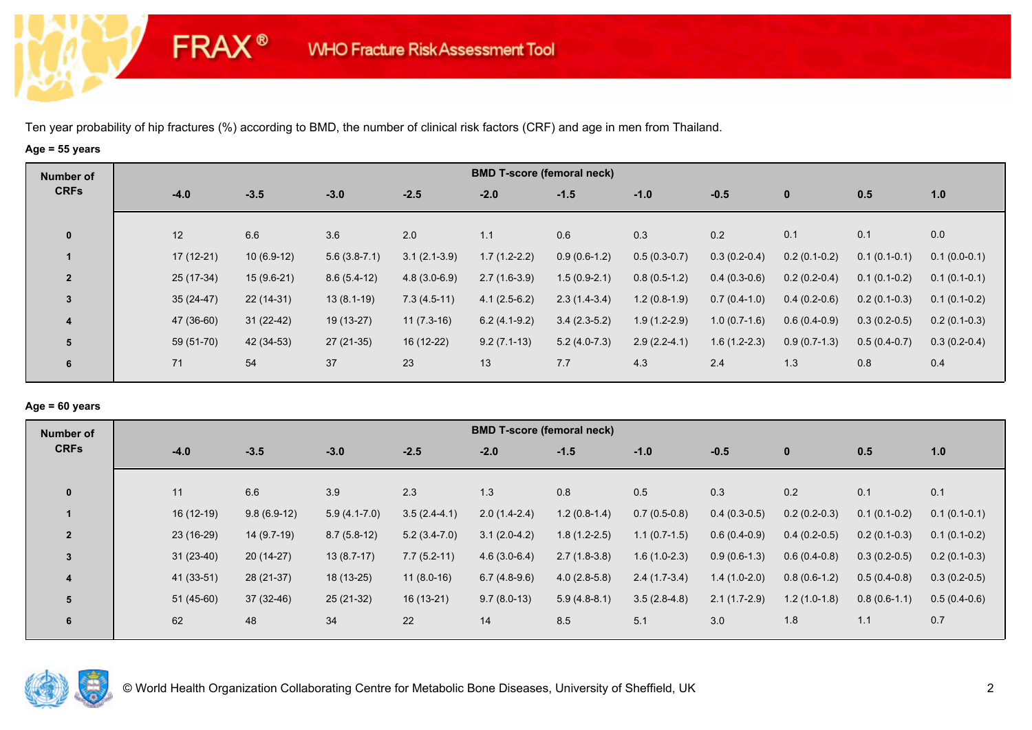Ten year probability of hip fractures (%) according to BMD, the number of clinical risk factors (CRF) and age in men from Thailand.

**Age = 55 years**

| Number of CRFs | BMD T-score (femoral neck) | | | | | | | | | | |
|---|---|---|---|---|---|---|---|---|---|---|---|
| | -4.0 | -3.5 | -3.0 | -2.5 | -2.0 | -1.5 | -1.0 | -0.5 | 0 | 0.5 | 1.0 |
| 0 | 12 | 6.6 | 3.6 | 2.0 | 1.1 | 0.6 | 0.3 | 0.2 | 0.1 | 0.1 | 0.0 |
| 1 | 17 (12-21) | 10 (6.9-12) | 5.6 (3.8-7.1) | 3.1 (2.1-3.9) | 1.7 (1.2-2.2) | 0.9 (0.6-1.2) | 0.5 (0.3-0.7) | 0.3 (0.2-0.4) | 0.2 (0.1-0.2) | 0.1 (0.1-0.1) | 0.1 (0.0-0.1) |
| 2 | 25 (17-34) | 15 (9.6-21) | 8.6 (5.4-12) | 4.8 (3.0-6.9) | 2.7 (1.6-3.9) | 1.5 (0.9-2.1) | 0.8 (0.5-1.2) | 0.4 (0.3-0.6) | 0.2 (0.2-0.4) | 0.1 (0.1-0.2) | 0.1 (0.1-0.1) |
| 3 | 35 (24-47) | 22 (14-31) | 13 (8.1-19) | 7.3 (4.5-11) | 4.1 (2.5-6.2) | 2.3 (1.4-3.4) | 1.2 (0.8-1.9) | 0.7 (0.4-1.0) | 0.4 (0.2-0.6) | 0.2 (0.1-0.3) | 0.1 (0.1-0.2) |
| 4 | 47 (36-60) | 31 (22-42) | 19 (13-27) | 11 (7.3-16) | 6.2 (4.1-9.2) | 3.4 (2.3-5.2) | 1.9 (1.2-2.9) | 1.0 (0.7-1.6) | 0.6 (0.4-0.9) | 0.3 (0.2-0.5) | 0.2 (0.1-0.3) |
| 5 | 59 (51-70) | 42 (34-53) | 27 (21-35) | 16 (12-22) | 9.2 (7.1-13) | 5.2 (4.0-7.3) | 2.9 (2.2-4.1) | 1.6 (1.2-2.3) | 0.9 (0.7-1.3) | 0.5 (0.4-0.7) | 0.3 (0.2-0.4) |
| 6 | 71 | 54 | 37 | 23 | 13 | 7.7 | 4.3 | 2.4 | 1.3 | 0.8 | 0.4 |

**Age = 60 years**

| Number of CRFs | BMD T-score (femoral neck) | | | | | | | | | | |
|---|---|---|---|---|---|---|---|---|---|---|---|
| | -4.0 | -3.5 | -3.0 | -2.5 | -2.0 | -1.5 | -1.0 | -0.5 | 0 | 0.5 | 1.0 |
| 0 | 11 | 6.6 | 3.9 | 2.3 | 1.3 | 0.8 | 0.5 | 0.3 | 0.2 | 0.1 | 0.1 |
| 1 | 16 (12-19) | 9.8 (6.9-12) | 5.9 (4.1-7.0) | 3.5 (2.4-4.1) | 2.0 (1.4-2.4) | 1.2 (0.8-1.4) | 0.7 (0.5-0.8) | 0.4 (0.3-0.5) | 0.2 (0.2-0.3) | 0.1 (0.1-0.2) | 0.1 (0.1-0.1) |
| 2 | 23 (16-29) | 14 (9.7-19) | 8.7 (5.8-12) | 5.2 (3.4-7.0) | 3.1 (2.0-4.2) | 1.8 (1.2-2.5) | 1.1 (0.7-1.5) | 0.6 (0.4-0.9) | 0.4 (0.2-0.5) | 0.2 (0.1-0.3) | 0.1 (0.1-0.2) |
| 3 | 31 (23-40) | 20 (14-27) | 13 (8.7-17) | 7.7 (5.2-11) | 4.6 (3.0-6.4) | 2.7 (1.8-3.8) | 1.6 (1.0-2.3) | 0.9 (0.6-1.3) | 0.6 (0.4-0.8) | 0.3 (0.2-0.5) | 0.2 (0.1-0.3) |
| 4 | 41 (33-51) | 28 (21-37) | 18 (13-25) | 11 (8.0-16) | 6.7 (4.8-9.6) | 4.0 (2.8-5.8) | 2.4 (1.7-3.4) | 1.4 (1.0-2.0) | 0.8 (0.6-1.2) | 0.5 (0.4-0.8) | 0.3 (0.2-0.5) |
| 5 | 51 (45-60) | 37 (32-46) | 25 (21-32) | 16 (13-21) | 9.7 (8.0-13) | 5.9 (4.8-8.1) | 3.5 (2.8-4.8) | 2.1 (1.7-2.9) | 1.2 (1.0-1.8) | 0.8 (0.6-1.1) | 0.5 (0.4-0.6) |
| 6 | 62 | 48 | 34 | 22 | 14 | 8.5 | 5.1 | 3.0 | 1.8 | 1.1 | 0.7 |

© World Health Organization Collaborating Centre for Metabolic Bone Diseases, University of Sheffield, UK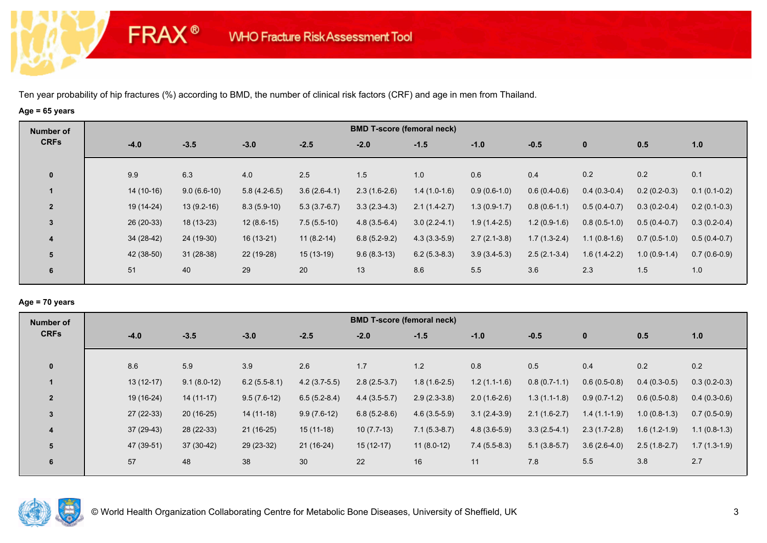Ten year probability of hip fractures (%) according to BMD, the number of clinical risk factors (CRF) and age in men from Thailand.

**Age = 65 years**

| Number of CRFs | BMD T-score (femoral neck) | | | | | | | | | | |
|---|---|---|---|---|---|---|---|---|---|---|---|
| | -4.0 | -3.5 | -3.0 | -2.5 | -2.0 | -1.5 | -1.0 | -0.5 | 0 | 0.5 | 1.0 |
| 0 | 9.9 | 6.3 | 4.0 | 2.5 | 1.5 | 1.0 | 0.6 | 0.4 | 0.2 | 0.2 | 0.1 |
| 1 | 14 (10-16) | 9.0 (6.6-10) | 5.8 (4.2-6.5) | 3.6 (2.6-4.1) | 2.3 (1.6-2.6) | 1.4 (1.0-1.6) | 0.9 (0.6-1.0) | 0.6 (0.4-0.6) | 0.4 (0.3-0.4) | 0.2 (0.2-0.3) | 0.1 (0.1-0.2) |
| 2 | 19 (14-24) | 13 (9.2-16) | 8.3 (5.9-10) | 5.3 (3.7-6.7) | 3.3 (2.3-4.3) | 2.1 (1.4-2.7) | 1.3 (0.9-1.7) | 0.8 (0.6-1.1) | 0.5 (0.4-0.7) | 0.3 (0.2-0.4) | 0.2 (0.1-0.3) |
| 3 | 26 (20-33) | 18 (13-23) | 12 (8.6-15) | 7.5 (5.5-10) | 4.8 (3.5-6.4) | 3.0 (2.2-4.1) | 1.9 (1.4-2.5) | 1.2 (0.9-1.6) | 0.8 (0.5-1.0) | 0.5 (0.4-0.7) | 0.3 (0.2-0.4) |
| 4 | 34 (28-42) | 24 (19-30) | 16 (13-21) | 11 (8.2-14) | 6.8 (5.2-9.2) | 4.3 (3.3-5.9) | 2.7 (2.1-3.8) | 1.7 (1.3-2.4) | 1.1 (0.8-1.6) | 0.7 (0.5-1.0) | 0.5 (0.4-0.7) |
| 5 | 42 (38-50) | 31 (28-38) | 22 (19-28) | 15 (13-19) | 9.6 (8.3-13) | 6.2 (5.3-8.3) | 3.9 (3.4-5.3) | 2.5 (2.1-3.4) | 1.6 (1.4-2.2) | 1.0 (0.9-1.4) | 0.7 (0.6-0.9) |
| 6 | 51 | 40 | 29 | 20 | 13 | 8.6 | 5.5 | 3.6 | 2.3 | 1.5 | 1.0 |

**Age = 70 years**

| Number of CRFs | BMD T-score (femoral neck) | | | | | | | | | | |
|---|---|---|---|---|---|---|---|---|---|---|---|
| | -4.0 | -3.5 | -3.0 | -2.5 | -2.0 | -1.5 | -1.0 | -0.5 | 0 | 0.5 | 1.0 |
| 0 | 8.6 | 5.9 | 3.9 | 2.6 | 1.7 | 1.2 | 0.8 | 0.5 | 0.4 | 0.2 | 0.2 |
| 1 | 13 (12-17) | 9.1 (8.0-12) | 6.2 (5.5-8.1) | 4.2 (3.7-5.5) | 2.8 (2.5-3.7) | 1.8 (1.6-2.5) | 1.2 (1.1-1.6) | 0.8 (0.7-1.1) | 0.6 (0.5-0.8) | 0.4 (0.3-0.5) | 0.3 (0.2-0.3) |
| 2 | 19 (16-24) | 14 (11-17) | 9.5 (7.6-12) | 6.5 (5.2-8.4) | 4.4 (3.5-5.7) | 2.9 (2.3-3.8) | 2.0 (1.6-2.6) | 1.3 (1.1-1.8) | 0.9 (0.7-1.2) | 0.6 (0.5-0.8) | 0.4 (0.3-0.6) |
| 3 | 27 (22-33) | 20 (16-25) | 14 (11-18) | 9.9 (7.6-12) | 6.8 (5.2-8.6) | 4.6 (3.5-5.9) | 3.1 (2.4-3.9) | 2.1 (1.6-2.7) | 1.4 (1.1-1.9) | 1.0 (0.8-1.3) | 0.7 (0.5-0.9) |
| 4 | 37 (29-43) | 28 (22-33) | 21 (16-25) | 15 (11-18) | 10 (7.7-13) | 7.1 (5.3-8.7) | 4.8 (3.6-5.9) | 3.3 (2.5-4.1) | 2.3 (1.7-2.8) | 1.6 (1.2-1.9) | 1.1 (0.8-1.3) |
| 5 | 47 (39-51) | 37 (30-42) | 29 (23-32) | 21 (16-24) | 15 (12-17) | 11 (8.0-12) | 7.4 (5.5-8.3) | 5.1 (3.8-5.7) | 3.6 (2.6-4.0) | 2.5 (1.8-2.7) | 1.7 (1.3-1.9) |
| 6 | 57 | 48 | 38 | 30 | 22 | 16 | 11 | 7.8 | 5.5 | 3.8 | 2.7 |

© World Health Organization Collaborating Centre for Metabolic Bone Diseases, University of Sheffield, UK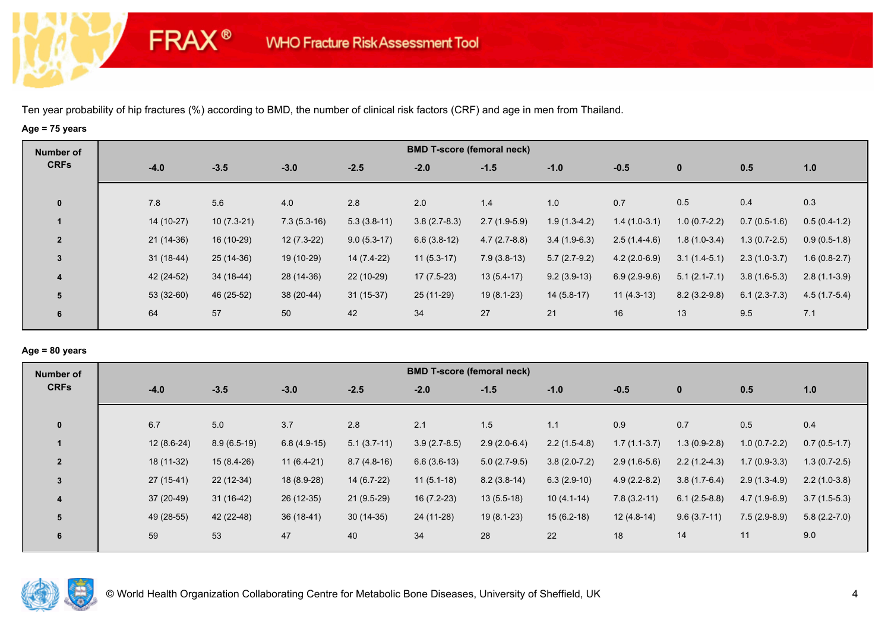FRAX® WHO Fracture Risk Assessment Tool

Ten year probability of hip fractures (%) according to BMD, the number of clinical risk factors (CRF) and age in men from Thailand.

**Age = 75 years**

| Number of CRFs | BMD T-score (femoral neck) | | | | | | | | | | |
|---|---|---|---|---|---|---|---|---|---|---|---|
| | -4.0 | -3.5 | -3.0 | -2.5 | -2.0 | -1.5 | -1.0 | -0.5 | 0 | 0.5 | 1.0 |
| 0 | 7.8 | 5.6 | 4.0 | 2.8 | 2.0 | 1.4 | 1.0 | 0.7 | 0.5 | 0.4 | 0.3 |
| 1 | 14 (10-27) | 10 (7.3-21) | 7.3 (5.3-16) | 5.3 (3.8-11) | 3.8 (2.7-8.3) | 2.7 (1.9-5.9) | 1.9 (1.3-4.2) | 1.4 (1.0-3.1) | 1.0 (0.7-2.2) | 0.7 (0.5-1.6) | 0.5 (0.4-1.2) |
| 2 | 21 (14-36) | 16 (10-29) | 12 (7.3-22) | 9.0 (5.3-17) | 6.6 (3.8-12) | 4.7 (2.7-8.8) | 3.4 (1.9-6.3) | 2.5 (1.4-4.6) | 1.8 (1.0-3.4) | 1.3 (0.7-2.5) | 0.9 (0.5-1.8) |
| 3 | 31 (18-44) | 25 (14-36) | 19 (10-29) | 14 (7.4-22) | 11 (5.3-17) | 7.9 (3.8-13) | 5.7 (2.7-9.2) | 4.2 (2.0-6.9) | 3.1 (1.4-5.1) | 2.3 (1.0-3.7) | 1.6 (0.8-2.7) |
| 4 | 42 (24-52) | 34 (18-44) | 28 (14-36) | 22 (10-29) | 17 (7.5-23) | 13 (5.4-17) | 9.2 (3.9-13) | 6.9 (2.9-9.6) | 5.1 (2.1-7.1) | 3.8 (1.6-5.3) | 2.8 (1.1-3.9) |
| 5 | 53 (32-60) | 46 (25-52) | 38 (20-44) | 31 (15-37) | 25 (11-29) | 19 (8.1-23) | 14 (5.8-17) | 11 (4.3-13) | 8.2 (3.2-9.8) | 6.1 (2.3-7.3) | 4.5 (1.7-5.4) |
| 6 | 64 | 57 | 50 | 42 | 34 | 27 | 21 | 16 | 13 | 9.5 | 7.1 |

**Age = 80 years**

| Number of CRFs | BMD T-score (femoral neck) | | | | | | | | | | |
|---|---|---|---|---|---|---|---|---|---|---|---|
| | -4.0 | -3.5 | -3.0 | -2.5 | -2.0 | -1.5 | -1.0 | -0.5 | 0 | 0.5 | 1.0 |
| 0 | 6.7 | 5.0 | 3.7 | 2.8 | 2.1 | 1.5 | 1.1 | 0.9 | 0.7 | 0.5 | 0.4 |
| 1 | 12 (8.6-24) | 8.9 (6.5-19) | 6.8 (4.9-15) | 5.1 (3.7-11) | 3.9 (2.7-8.5) | 2.9 (2.0-6.4) | 2.2 (1.5-4.8) | 1.7 (1.1-3.7) | 1.3 (0.9-2.8) | 1.0 (0.7-2.2) | 0.7 (0.5-1.7) |
| 2 | 18 (11-32) | 15 (8.4-26) | 11 (6.4-21) | 8.7 (4.8-16) | 6.6 (3.6-13) | 5.0 (2.7-9.5) | 3.8 (2.0-7.2) | 2.9 (1.6-5.6) | 2.2 (1.2-4.3) | 1.7 (0.9-3.3) | 1.3 (0.7-2.5) |
| 3 | 27 (15-41) | 22 (12-34) | 18 (8.9-28) | 14 (6.7-22) | 11 (5.1-18) | 8.2 (3.8-14) | 6.3 (2.9-10) | 4.9 (2.2-8.2) | 3.8 (1.7-6.4) | 2.9 (1.3-4.9) | 2.2 (1.0-3.8) |
| 4 | 37 (20-49) | 31 (16-42) | 26 (12-35) | 21 (9.5-29) | 16 (7.2-23) | 13 (5.5-18) | 10 (4.1-14) | 7.8 (3.2-11) | 6.1 (2.5-8.8) | 4.7 (1.9-6.9) | 3.7 (1.5-5.3) |
| 5 | 49 (28-55) | 42 (22-48) | 36 (18-41) | 30 (14-35) | 24 (11-28) | 19 (8.1-23) | 15 (6.2-18) | 12 (4.8-14) | 9.6 (3.7-11) | 7.5 (2.9-8.9) | 5.8 (2.2-7.0) |
| 6 | 59 | 53 | 47 | 40 | 34 | 28 | 22 | 18 | 14 | 11 | 9.0 |

© World Health Organization Collaborating Centre for Metabolic Bone Diseases, University of Sheffield, UK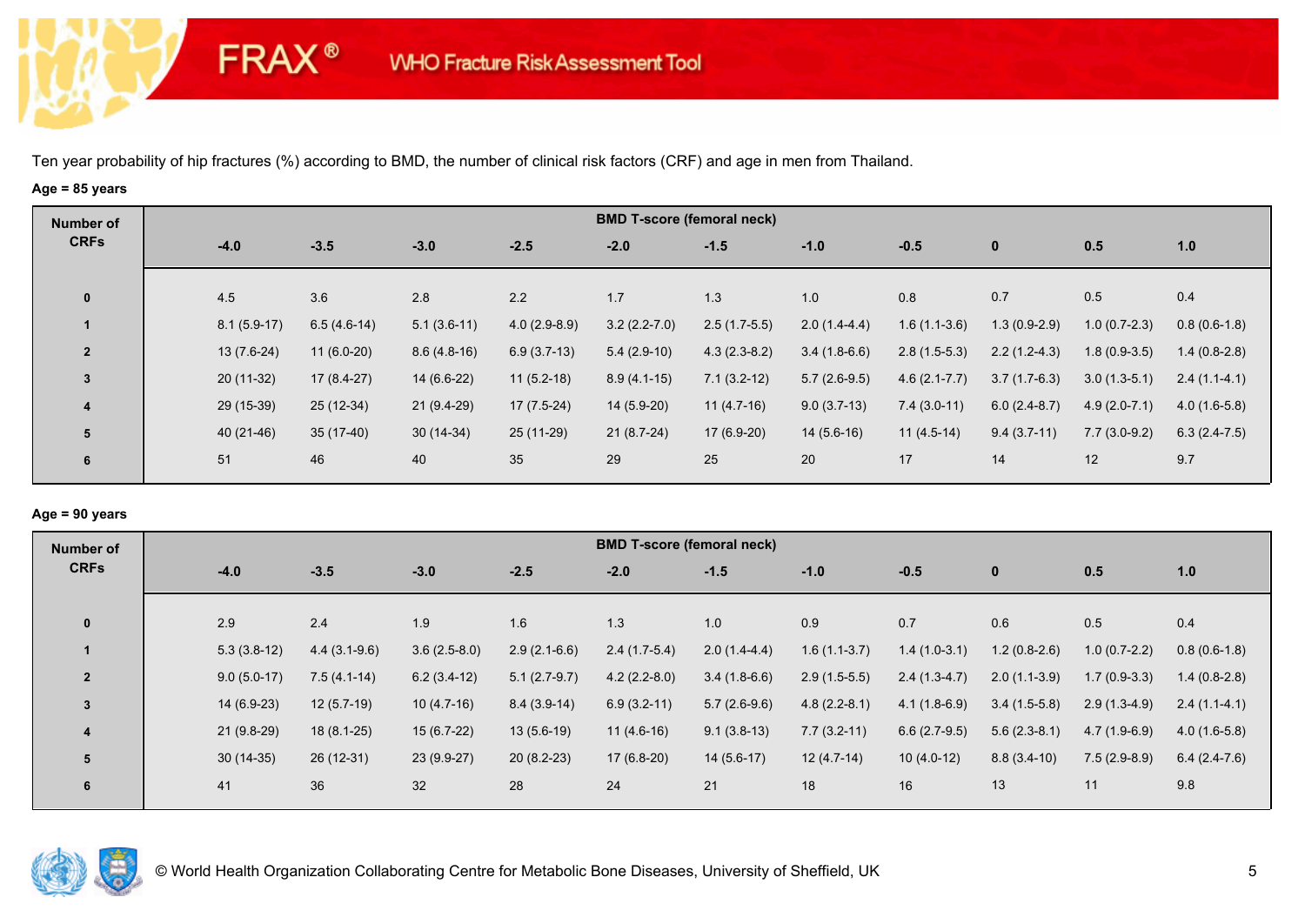FRAX® WHO Fracture Risk Assessment Tool

Ten year probability of hip fractures (%) according to BMD, the number of clinical risk factors (CRF) and age in men from Thailand.

**Age = 85 years**

| Number of CRFs | BMD T-score (femoral neck) | | | | | | | | | | |
|---|---|---|---|---|---|---|---|---|---|---|---|
| | -4.0 | -3.5 | -3.0 | -2.5 | -2.0 | -1.5 | -1.0 | -0.5 | 0 | 0.5 | 1.0 |
| 0 | 4.5 | 3.6 | 2.8 | 2.2 | 1.7 | 1.3 | 1.0 | 0.8 | 0.7 | 0.5 | 0.4 |
| 1 | 8.1 (5.9-17) | 6.5 (4.6-14) | 5.1 (3.6-11) | 4.0 (2.9-8.9) | 3.2 (2.2-7.0) | 2.5 (1.7-5.5) | 2.0 (1.4-4.4) | 1.6 (1.1-3.6) | 1.3 (0.9-2.9) | 1.0 (0.7-2.3) | 0.8 (0.6-1.8) |
| 2 | 13 (7.6-24) | 11 (6.0-20) | 8.6 (4.8-16) | 6.9 (3.7-13) | 5.4 (2.9-10) | 4.3 (2.3-8.2) | 3.4 (1.8-6.6) | 2.8 (1.5-5.3) | 2.2 (1.2-4.3) | 1.8 (0.9-3.5) | 1.4 (0.8-2.8) |
| 3 | 20 (11-32) | 17 (8.4-27) | 14 (6.6-22) | 11 (5.2-18) | 8.9 (4.1-15) | 7.1 (3.2-12) | 5.7 (2.6-9.5) | 4.6 (2.1-7.7) | 3.7 (1.7-6.3) | 3.0 (1.3-5.1) | 2.4 (1.1-4.1) |
| 4 | 29 (15-39) | 25 (12-34) | 21 (9.4-29) | 17 (7.5-24) | 14 (5.9-20) | 11 (4.7-16) | 9.0 (3.7-13) | 7.4 (3.0-11) | 6.0 (2.4-8.7) | 4.9 (2.0-7.1) | 4.0 (1.6-5.8) |
| 5 | 40 (21-46) | 35 (17-40) | 30 (14-34) | 25 (11-29) | 21 (8.7-24) | 17 (6.9-20) | 14 (5.6-16) | 11 (4.5-14) | 9.4 (3.7-11) | 7.7 (3.0-9.2) | 6.3 (2.4-7.5) |
| 6 | 51 | 46 | 40 | 35 | 29 | 25 | 20 | 17 | 14 | 12 | 9.7 |

**Age = 90 years**

| Number of CRFs | BMD T-score (femoral neck) | | | | | | | | | | |
|---|---|---|---|---|---|---|---|---|---|---|---|
| | -4.0 | -3.5 | -3.0 | -2.5 | -2.0 | -1.5 | -1.0 | -0.5 | 0 | 0.5 | 1.0 |
| 0 | 2.9 | 2.4 | 1.9 | 1.6 | 1.3 | 1.0 | 0.9 | 0.7 | 0.6 | 0.5 | 0.4 |
| 1 | 5.3 (3.8-12) | 4.4 (3.1-9.6) | 3.6 (2.5-8.0) | 2.9 (2.1-6.6) | 2.4 (1.7-5.4) | 2.0 (1.4-4.4) | 1.6 (1.1-3.7) | 1.4 (1.0-3.1) | 1.2 (0.8-2.6) | 1.0 (0.7-2.2) | 0.8 (0.6-1.8) |
| 2 | 9.0 (5.0-17) | 7.5 (4.1-14) | 6.2 (3.4-12) | 5.1 (2.7-9.7) | 4.2 (2.2-8.0) | 3.4 (1.8-6.6) | 2.9 (1.5-5.5) | 2.4 (1.3-4.7) | 2.0 (1.1-3.9) | 1.7 (0.9-3.3) | 1.4 (0.8-2.8) |
| 3 | 14 (6.9-23) | 12 (5.7-19) | 10 (4.7-16) | 8.4 (3.9-14) | 6.9 (3.2-11) | 5.7 (2.6-9.6) | 4.8 (2.2-8.1) | 4.1 (1.8-6.9) | 3.4 (1.5-5.8) | 2.9 (1.3-4.9) | 2.4 (1.1-4.1) |
| 4 | 21 (9.8-29) | 18 (8.1-25) | 15 (6.7-22) | 13 (5.6-19) | 11 (4.6-16) | 9.1 (3.8-13) | 7.7 (3.2-11) | 6.6 (2.7-9.5) | 5.6 (2.3-8.1) | 4.7 (1.9-6.9) | 4.0 (1.6-5.8) |
| 5 | 30 (14-35) | 26 (12-31) | 23 (9.9-27) | 20 (8.2-23) | 17 (6.8-20) | 14 (5.6-17) | 12 (4.7-14) | 10 (4.0-12) | 8.8 (3.4-10) | 7.5 (2.9-8.9) | 6.4 (2.4-7.6) |
| 6 | 41 | 36 | 32 | 28 | 24 | 21 | 18 | 16 | 13 | 11 | 9.8 |

© World Health Organization Collaborating Centre for Metabolic Bone Diseases, University of Sheffield, UK